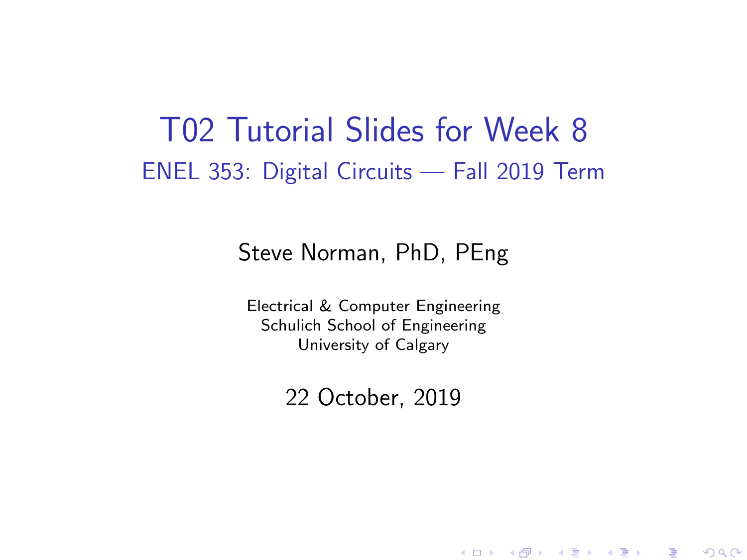# T02 Tutorial Slides for Week 8

## ENEL 353: Digital Circuits — Fall 2019 Term

Steve Norman, PhD, PEng

Electrical & Computer Engineering
Schulich School of Engineering
University of Calgary

22 October, 2019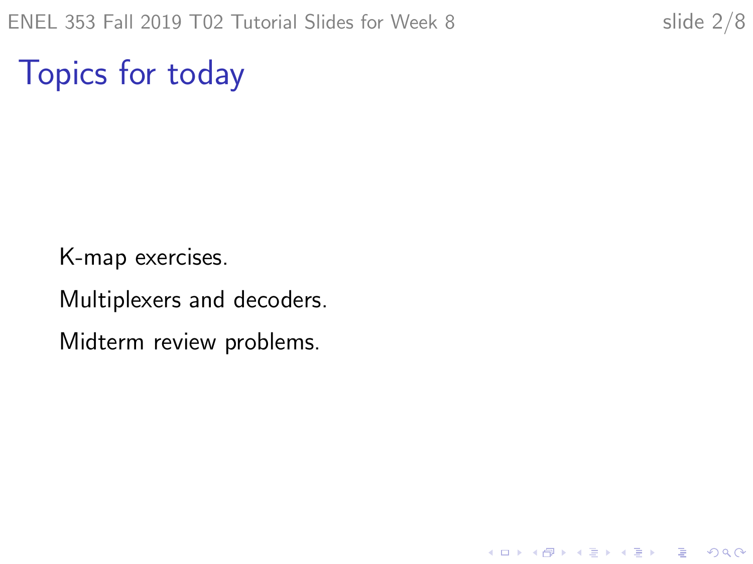# Topics for today

K-map exercises.

Multiplexers and decoders.

Midterm review problems.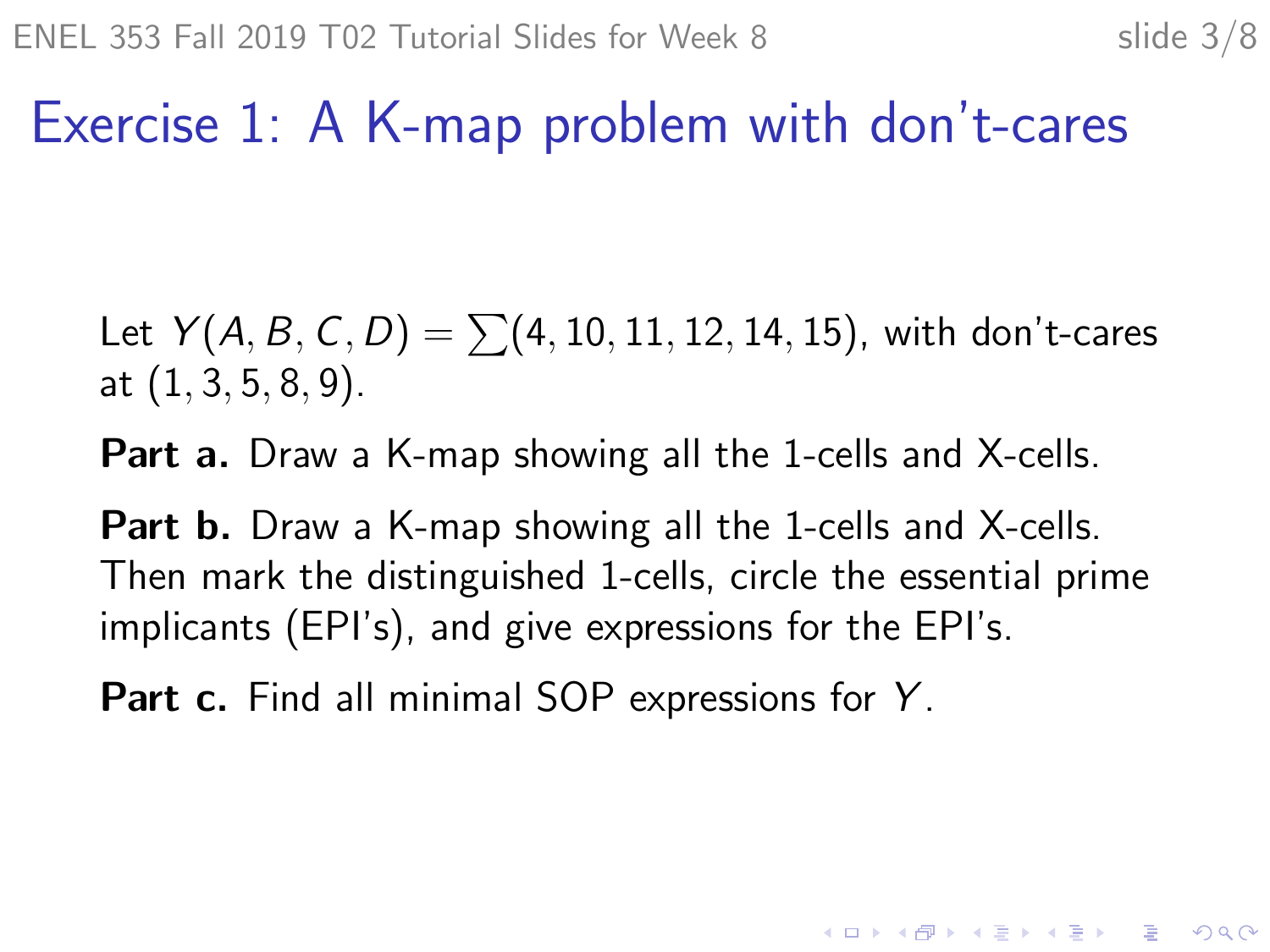# Exercise 1: A K-map problem with don't-cares

Let $Y(A, B, C, D) = \sum(4, 10, 11, 12, 14, 15)$, with don't-cares at $(1, 3, 5, 8, 9)$.

**Part a.** Draw a K-map showing all the 1-cells and X-cells.

**Part b.** Draw a K-map showing all the 1-cells and X-cells. Then mark the distinguished 1-cells, circle the essential prime implicants (EPI's), and give expressions for the EPI's.

**Part c.** Find all minimal SOP expressions for $Y$.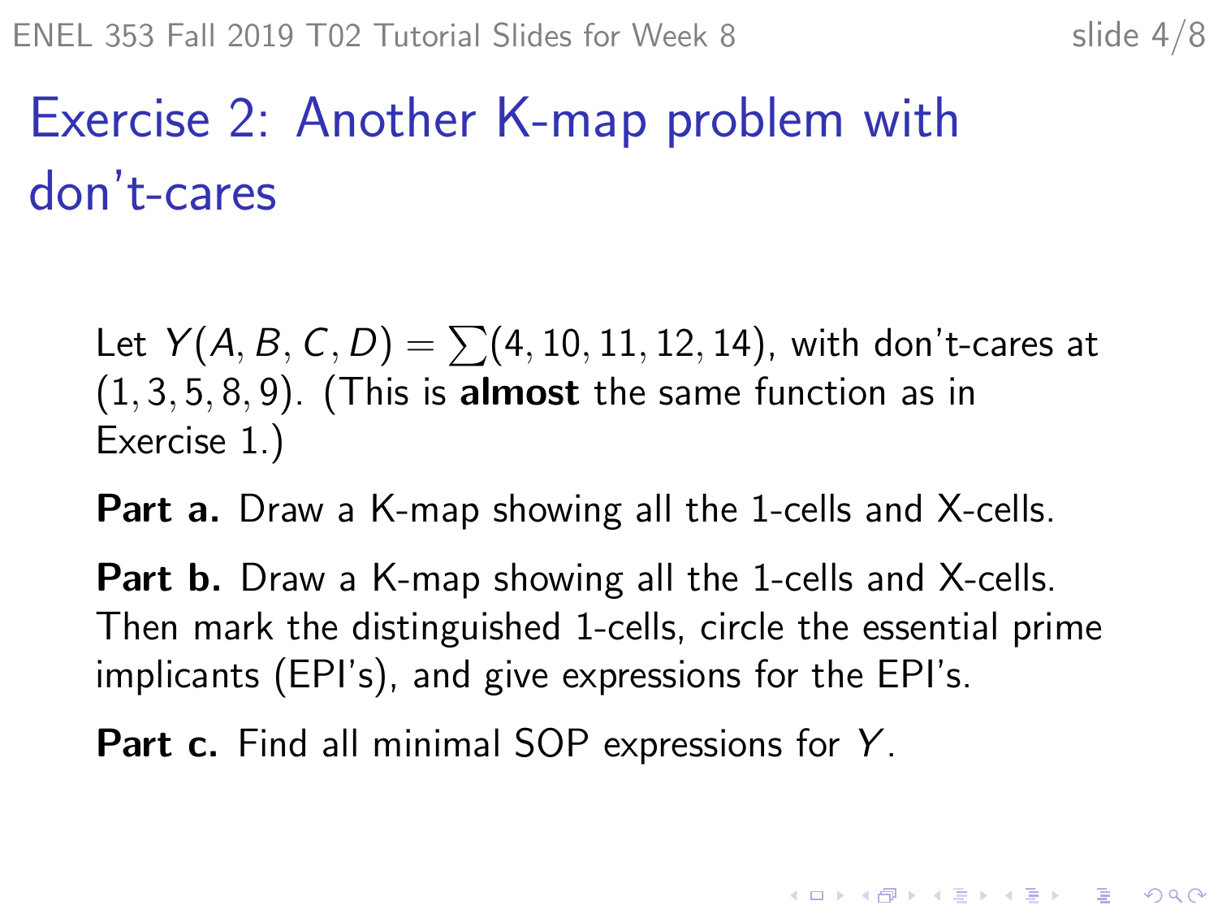# Exercise 2: Another K-map problem with don't-cares

Let $Y(A, B, C, D) = \sum(4, 10, 11, 12, 14)$, with don't-cares at $(1, 3, 5, 8, 9)$. (This is **almost** the same function as in Exercise 1.)

**Part a.** Draw a K-map showing all the 1-cells and X-cells.

**Part b.** Draw a K-map showing all the 1-cells and X-cells. Then mark the distinguished 1-cells, circle the essential prime implicants (EPI's), and give expressions for the EPI's.

**Part c.** Find all minimal SOP expressions for $Y$.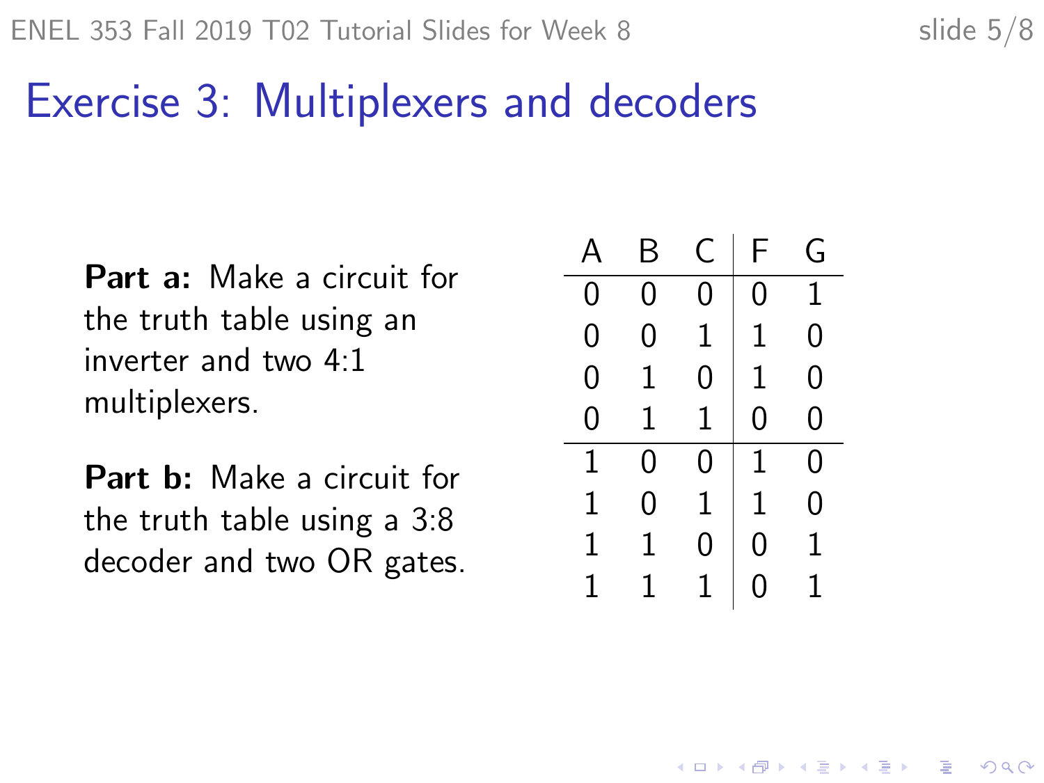# Exercise 3: Multiplexers and decoders

**Part a:** Make a circuit for the truth table using an inverter and two 4:1 multiplexers.

**Part b:** Make a circuit for the truth table using a 3:8 decoder and two OR gates.

| A | B | C | F | G |
|---|---|---|---|---|
| 0 | 0 | 0 | 0 | 1 |
| 0 | 0 | 1 | 1 | 0 |
| 0 | 1 | 0 | 1 | 0 |
| 0 | 1 | 1 | 0 | 0 |
| 1 | 0 | 0 | 1 | 0 |
| 1 | 0 | 1 | 1 | 0 |
| 1 | 1 | 0 | 0 | 1 |
| 1 | 1 | 1 | 0 | 1 |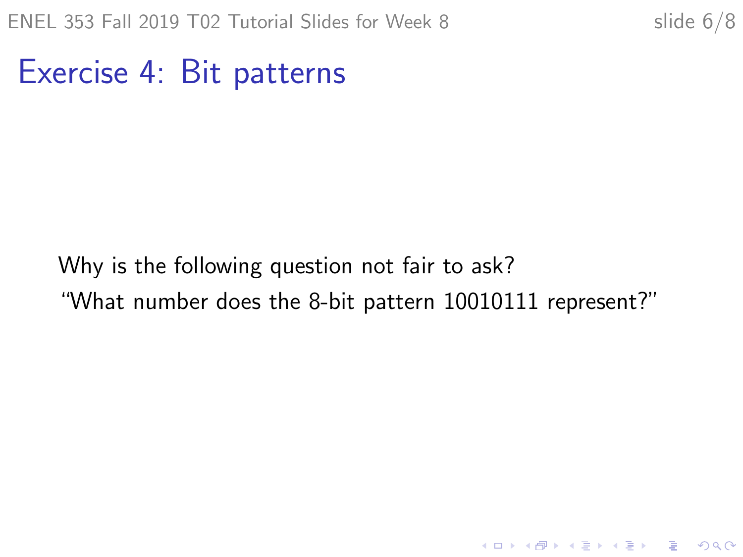# Exercise 4: Bit patterns

Why is the following question not fair to ask?

"What number does the 8-bit pattern 10010111 represent?"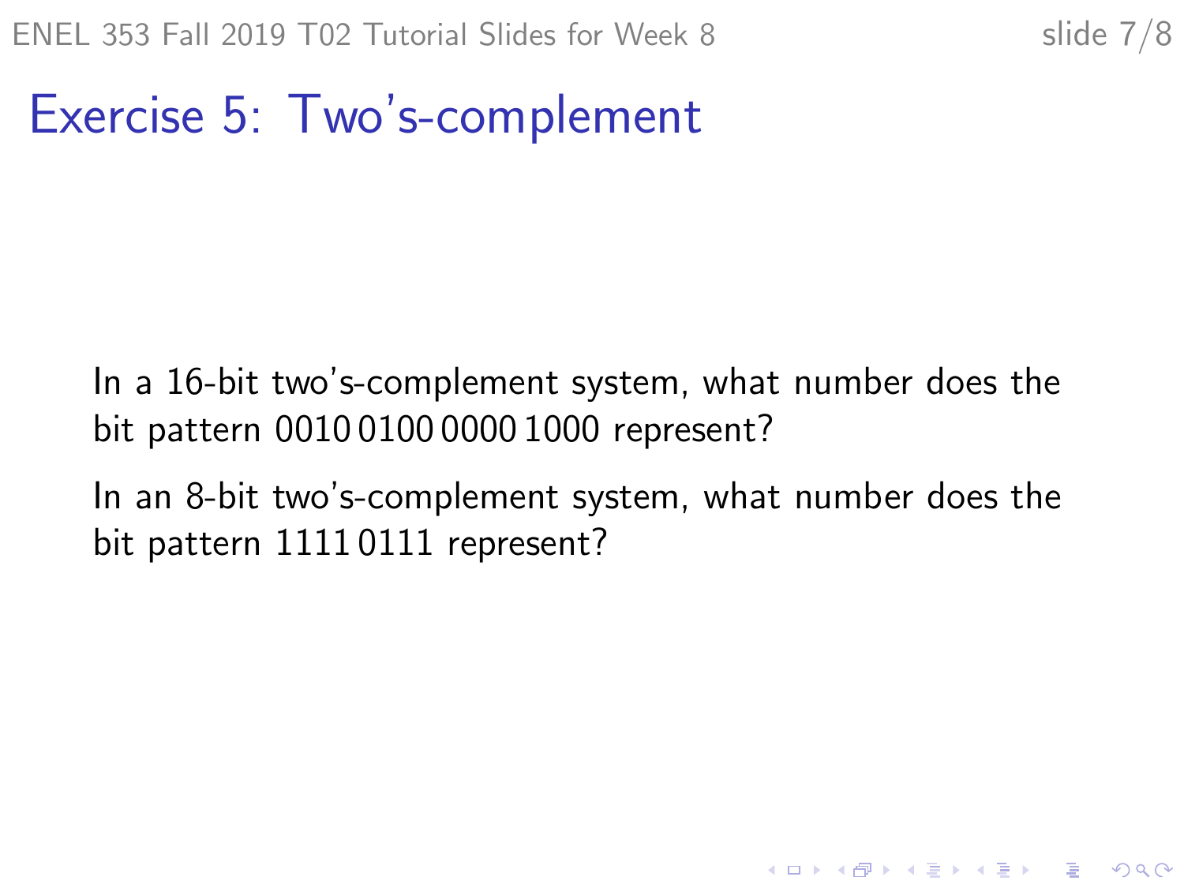# Exercise 5: Two's-complement

In a 16-bit two's-complement system, what number does the bit pattern 0010 0100 0000 1000 represent?

In an 8-bit two's-complement system, what number does the bit pattern 1111 0111 represent?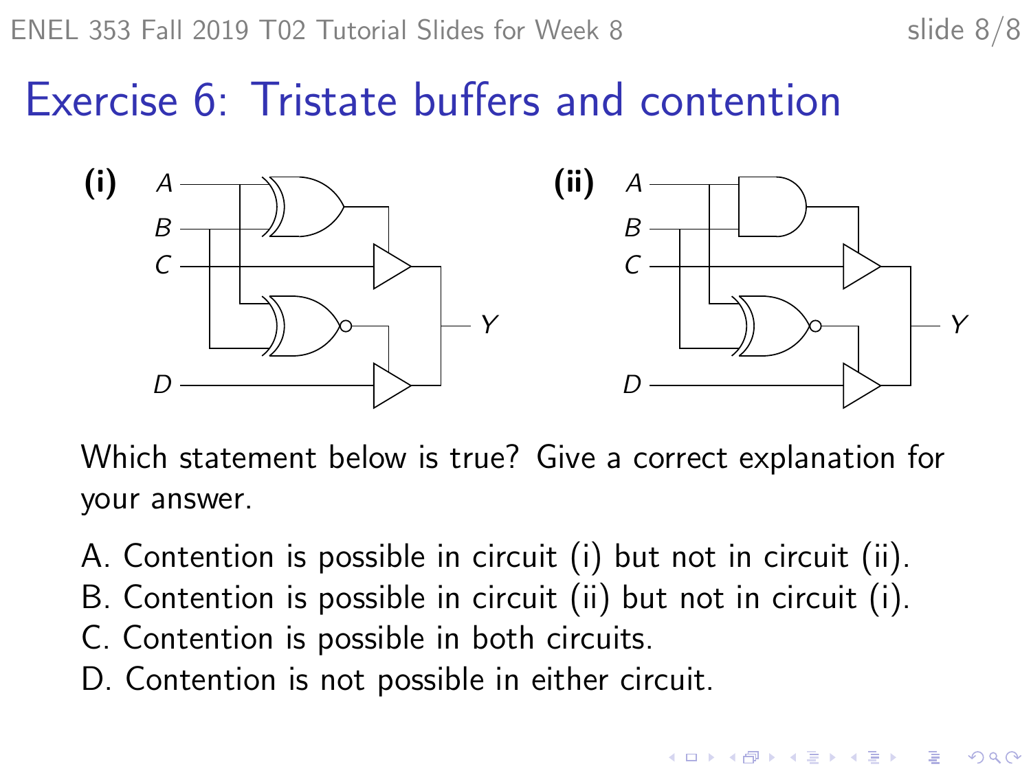# Exercise 6: Tristate buffers and contention

(i) A B C D Y

(ii) A B C D Y

Which statement below is true? Give a correct explanation for your answer.

A. Contention is possible in circuit (i) but not in circuit (ii).
B. Contention is possible in circuit (ii) but not in circuit (i).
C. Contention is possible in both circuits.
D. Contention is not possible in either circuit.